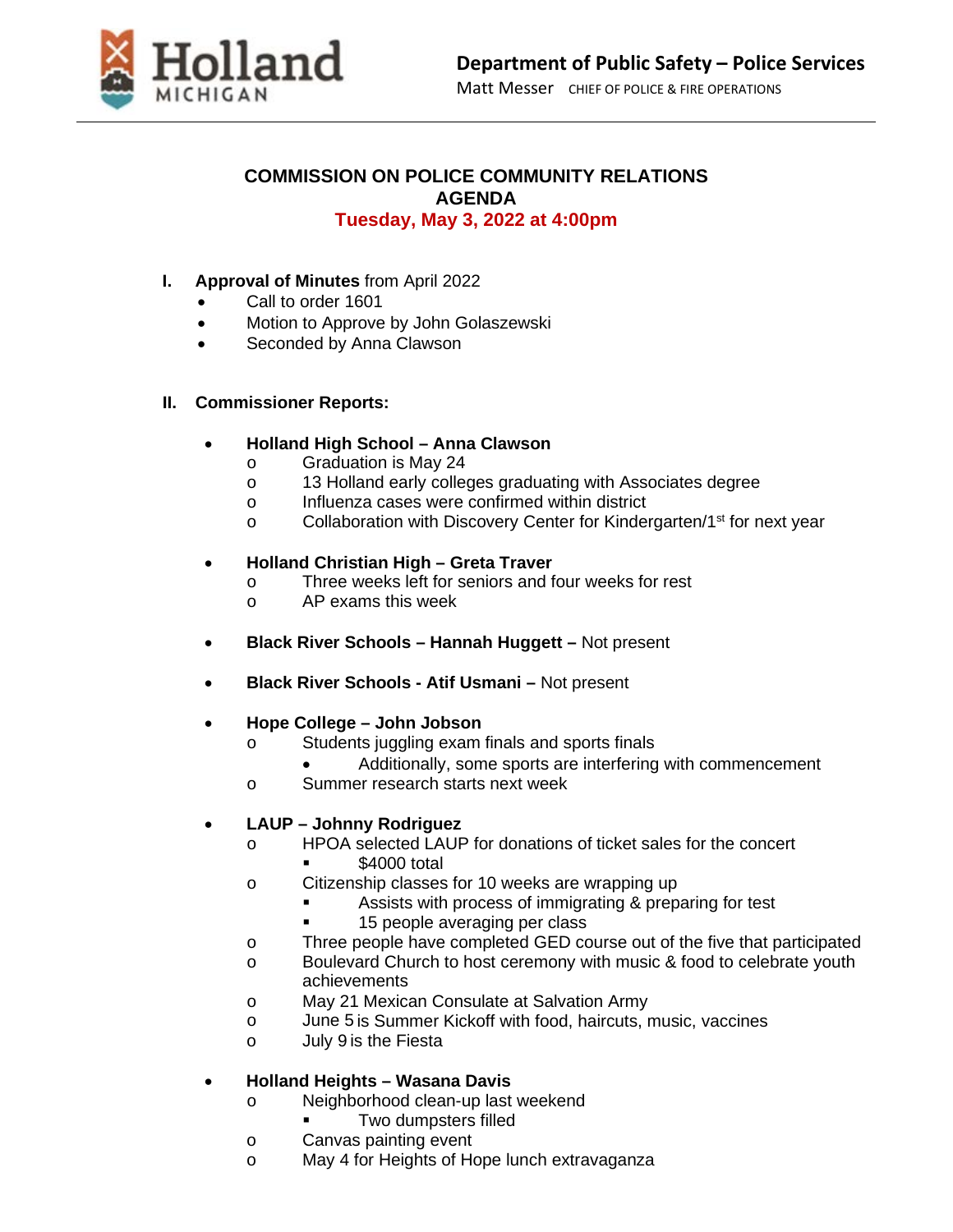Holland MICHIGAN

**Department of Public Safety – Police Services**
Matt Messer CHIEF OF POLICE & FIRE OPERATIONS

# COMMISSION ON POLICE COMMUNITY RELATIONS AGENDA

**Tuesday, May 3, 2022 at 4:00pm**

## I. Approval of Minutes from April 2022

- Call to order 1601
- Motion to Approve by John Golaszewski
- Seconded by Anna Clawson

## II. Commissioner Reports:

- **Holland High School – Anna Clawson**
  - Graduation is May 24
  - 13 Holland early colleges graduating with Associates degree
  - Influenza cases were confirmed within district
  - Collaboration with Discovery Center for Kindergarten/1st for next year

- **Holland Christian High – Greta Traver**
  - Three weeks left for seniors and four weeks for rest
  - AP exams this week

- **Black River Schools – Hannah Huggett –** Not present

- **Black River Schools - Atif Usmani –** Not present

- **Hope College – John Jobson**
  - Students juggling exam finals and sports finals
    - Additionally, some sports are interfering with commencement
  - Summer research starts next week

- **LAUP – Johnny Rodriguez**
  - HPOA selected LAUP for donations of ticket sales for the concert
    - $4000 total
  - Citizenship classes for 10 weeks are wrapping up
    - Assists with process of immigrating & preparing for test
    - 15 people averaging per class
  - Three people have completed GED course out of the five that participated
  - Boulevard Church to host ceremony with music & food to celebrate youth achievements
  - May 21 Mexican Consulate at Salvation Army
  - June 5 is Summer Kickoff with food, haircuts, music, vaccines
  - July 9 is the Fiesta

- **Holland Heights – Wasana Davis**
  - Neighborhood clean-up last weekend
    - Two dumpsters filled
  - Canvas painting event
  - May 4 for Heights of Hope lunch extravaganza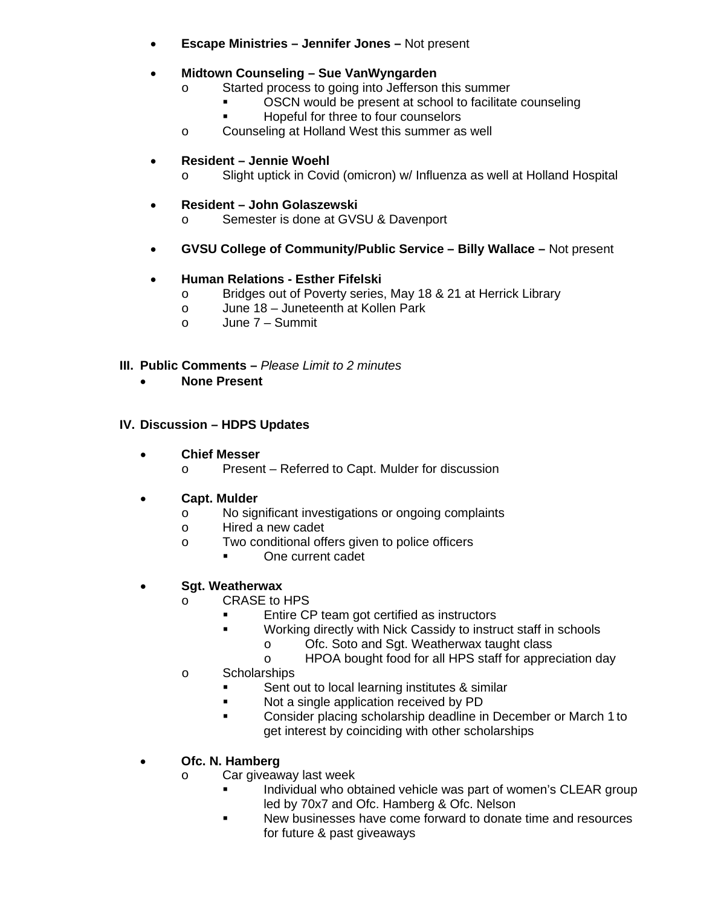- **Escape Ministries – Jennifer Jones –** Not present

- **Midtown Counseling – Sue VanWyngarden**
  - Started process to going into Jefferson this summer
    - OSCN would be present at school to facilitate counseling
    - Hopeful for three to four counselors
  - Counseling at Holland West this summer as well

- **Resident – Jennie Woehl**
  - Slight uptick in Covid (omicron) w/ Influenza as well at Holland Hospital

- **Resident – John Golaszewski**
  - Semester is done at GVSU & Davenport

- **GVSU College of Community/Public Service – Billy Wallace –** Not present

- **Human Relations - Esther Fifelski**
  - Bridges out of Poverty series, May 18 & 21 at Herrick Library
  - June 18 – Juneteenth at Kollen Park
  - June 7 – Summit

## III. Public Comments – *Please Limit to 2 minutes*

- **None Present**

## IV. Discussion – HDPS Updates

- **Chief Messer**
  - Present – Referred to Capt. Mulder for discussion

- **Capt. Mulder**
  - No significant investigations or ongoing complaints
  - Hired a new cadet
  - Two conditional offers given to police officers
    - One current cadet

- **Sgt. Weatherwax**
  - CRASE to HPS
    - Entire CP team got certified as instructors
    - Working directly with Nick Cassidy to instruct staff in schools
      - Ofc. Soto and Sgt. Weatherwax taught class
      - HPOA bought food for all HPS staff for appreciation day
  - Scholarships
    - Sent out to local learning institutes & similar
    - Not a single application received by PD
    - Consider placing scholarship deadline in December or March 1 to get interest by coinciding with other scholarships

- **Ofc. N. Hamberg**
  - Car giveaway last week
    - Individual who obtained vehicle was part of women's CLEAR group led by 70x7 and Ofc. Hamberg & Ofc. Nelson
    - New businesses have come forward to donate time and resources for future & past giveaways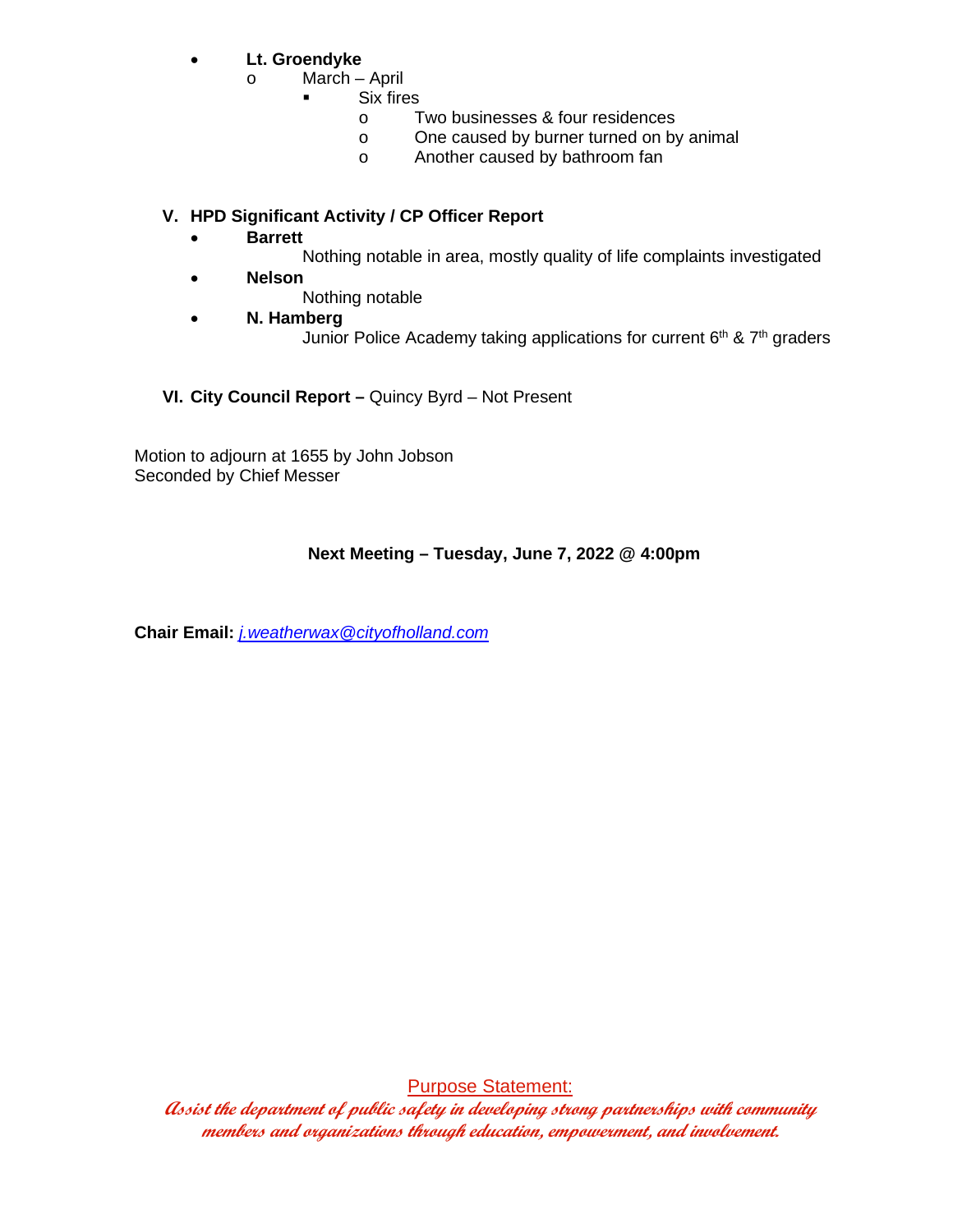- **Lt. Groendyke**
  - March – April
    - Six fires
      - Two businesses & four residences
      - One caused by burner turned on by animal
      - Another caused by bathroom fan

## V. HPD Significant Activity / CP Officer Report

- **Barrett**

  Nothing notable in area, mostly quality of life complaints investigated
- **Nelson**

  Nothing notable
- **N. Hamberg**

  Junior Police Academy taking applications for current 6th & 7th graders

## VI. City Council Report – Quincy Byrd – Not Present

Motion to adjourn at 1655 by John Jobson
Seconded by Chief Messer

**Next Meeting – Tuesday, June 7, 2022 @ 4:00pm**

**Chair Email:** *j.weatherwax@cityofholland.com*

Purpose Statement:

*Assist the department of public safety in developing strong partnerships with community members and organizations through education, empowerment, and involvement.*